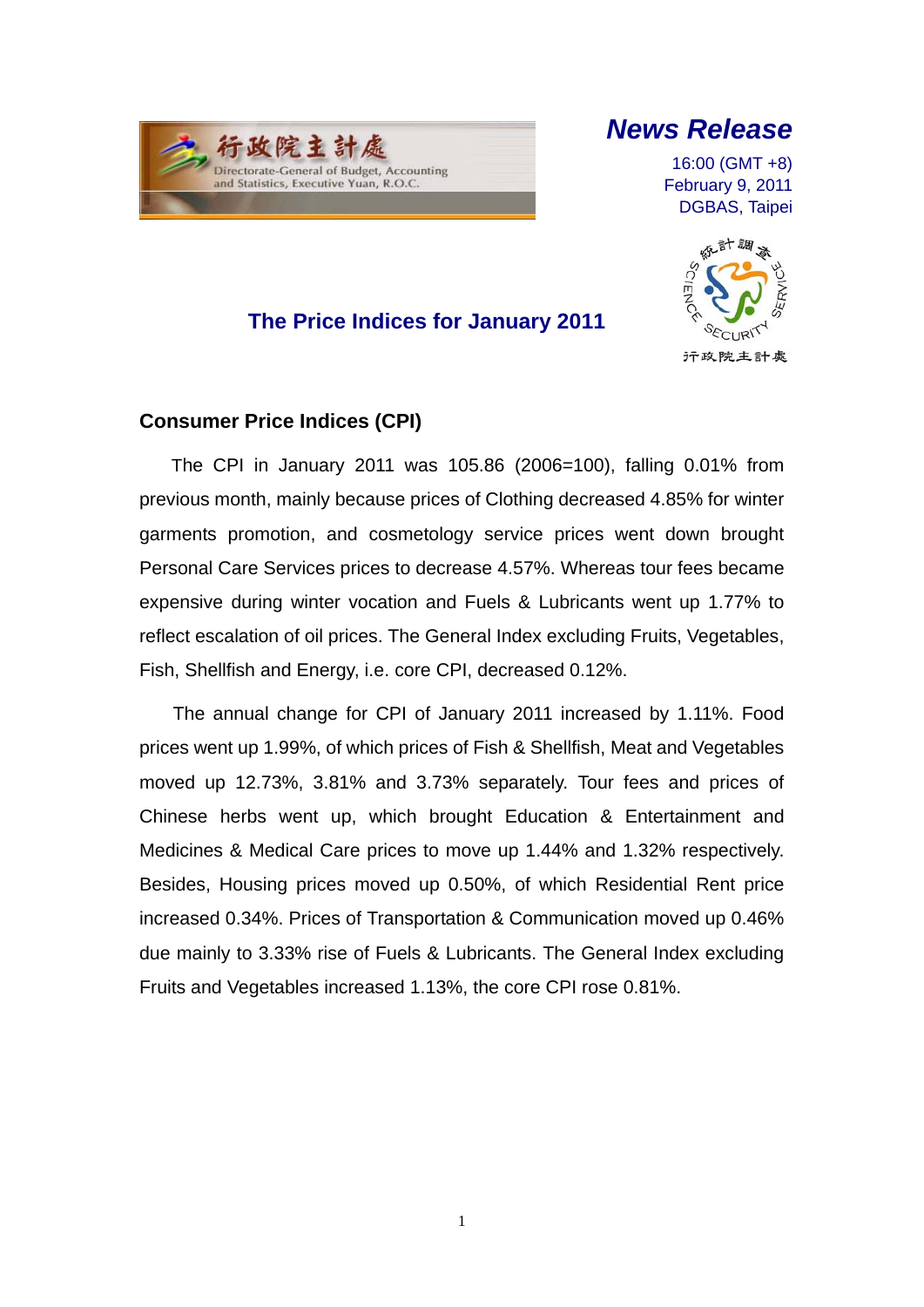行政院主計處
Directorate-General of Budget, Accounting and Statistics, Executive Yuan, R.O.C.

*News Release*

16:00 (GMT +8)
February 9, 2011
DGBAS, Taipei

# The Price Indices for January 2011

## Consumer Price Indices (CPI)

The CPI in January 2011 was 105.86 (2006=100), falling 0.01% from previous month, mainly because prices of Clothing decreased 4.85% for winter garments promotion, and cosmetology service prices went down brought Personal Care Services prices to decrease 4.57%. Whereas tour fees became expensive during winter vocation and Fuels & Lubricants went up 1.77% to reflect escalation of oil prices. The General Index excluding Fruits, Vegetables, Fish, Shellfish and Energy, i.e. core CPI, decreased 0.12%.

The annual change for CPI of January 2011 increased by 1.11%. Food prices went up 1.99%, of which prices of Fish & Shellfish, Meat and Vegetables moved up 12.73%, 3.81% and 3.73% separately. Tour fees and prices of Chinese herbs went up, which brought Education & Entertainment and Medicines & Medical Care prices to move up 1.44% and 1.32% respectively. Besides, Housing prices moved up 0.50%, of which Residential Rent price increased 0.34%. Prices of Transportation & Communication moved up 0.46% due mainly to 3.33% rise of Fuels & Lubricants. The General Index excluding Fruits and Vegetables increased 1.13%, the core CPI rose 0.81%.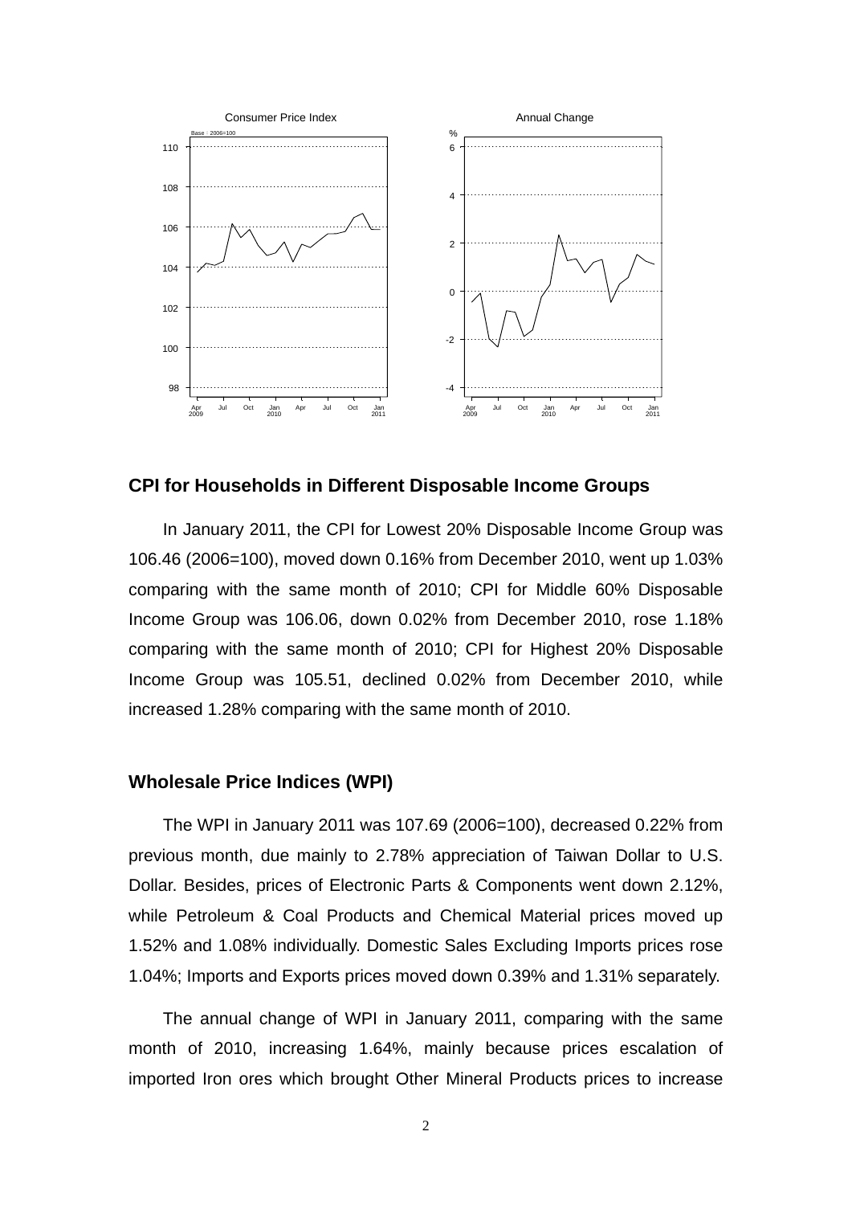Consumer Price Index

Base：2006=100

Annual Change

%

## CPI for Households in Different Disposable Income Groups

In January 2011, the CPI for Lowest 20% Disposable Income Group was 106.46 (2006=100), moved down 0.16% from December 2010, went up 1.03% comparing with the same month of 2010; CPI for Middle 60% Disposable Income Group was 106.06, down 0.02% from December 2010, rose 1.18% comparing with the same month of 2010; CPI for Highest 20% Disposable Income Group was 105.51, declined 0.02% from December 2010, while increased 1.28% comparing with the same month of 2010.

## Wholesale Price Indices (WPI)

The WPI in January 2011 was 107.69 (2006=100), decreased 0.22% from previous month, due mainly to 2.78% appreciation of Taiwan Dollar to U.S. Dollar. Besides, prices of Electronic Parts & Components went down 2.12%, while Petroleum & Coal Products and Chemical Material prices moved up 1.52% and 1.08% individually. Domestic Sales Excluding Imports prices rose 1.04%; Imports and Exports prices moved down 0.39% and 1.31% separately.

The annual change of WPI in January 2011, comparing with the same month of 2010, increasing 1.64%, mainly because prices escalation of imported Iron ores which brought Other Mineral Products prices to increase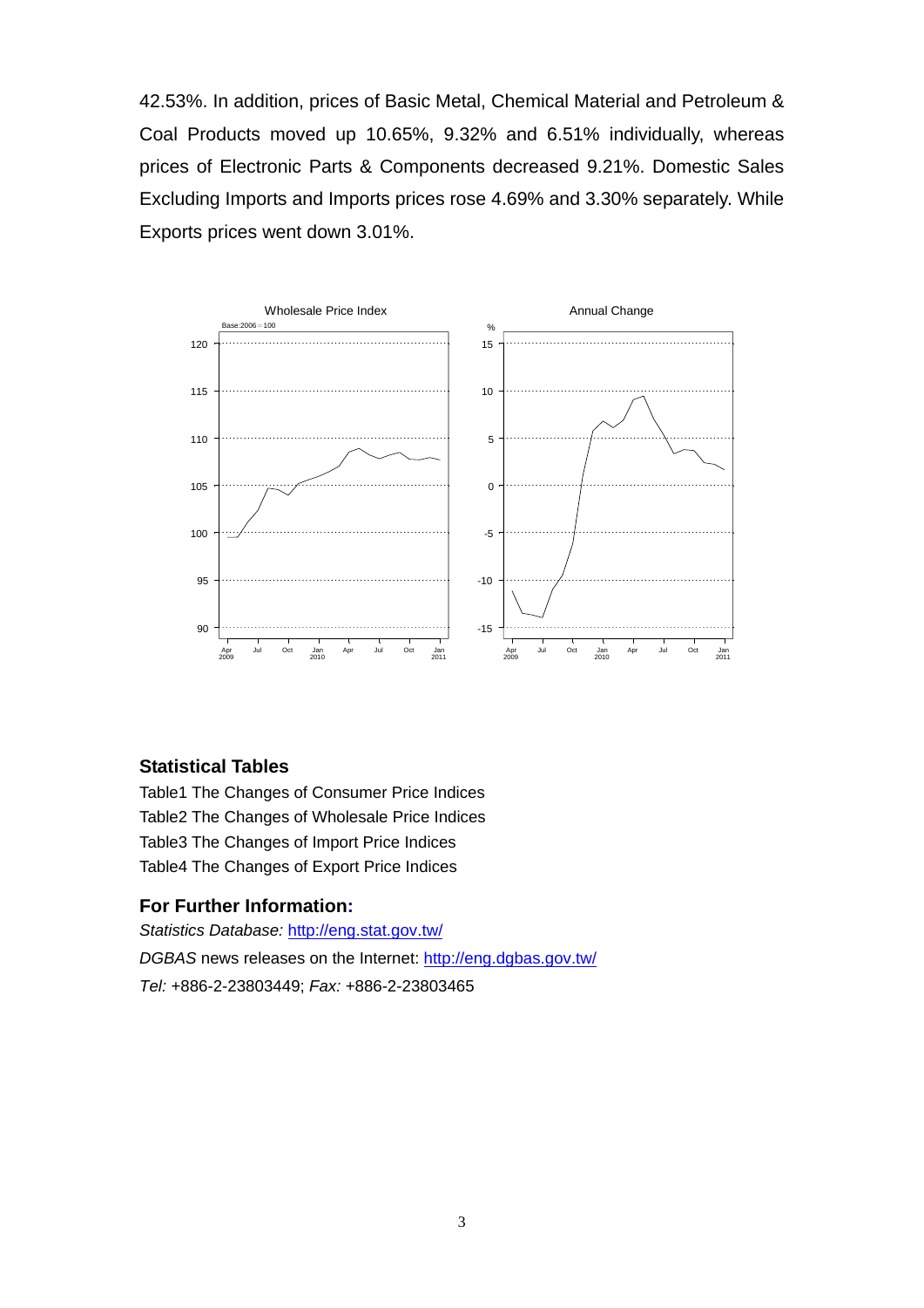42.53%. In addition, prices of Basic Metal, Chemical Material and Petroleum & Coal Products moved up 10.65%, 9.32% and 6.51% individually, whereas prices of Electronic Parts & Components decreased 9.21%. Domestic Sales Excluding Imports and Imports prices rose 4.69% and 3.30% separately. While Exports prices went down 3.01%.

### Statistical Tables

Table1 The Changes of Consumer Price Indices
Table2 The Changes of Wholesale Price Indices
Table3 The Changes of Import Price Indices
Table4 The Changes of Export Price Indices

### For Further Information:

*Statistics Database:* http://eng.stat.gov.tw/
*DGBAS* news releases on the Internet: http://eng.dgbas.gov.tw/
*Tel:* +886-2-23803449; *Fax:* +886-2-23803465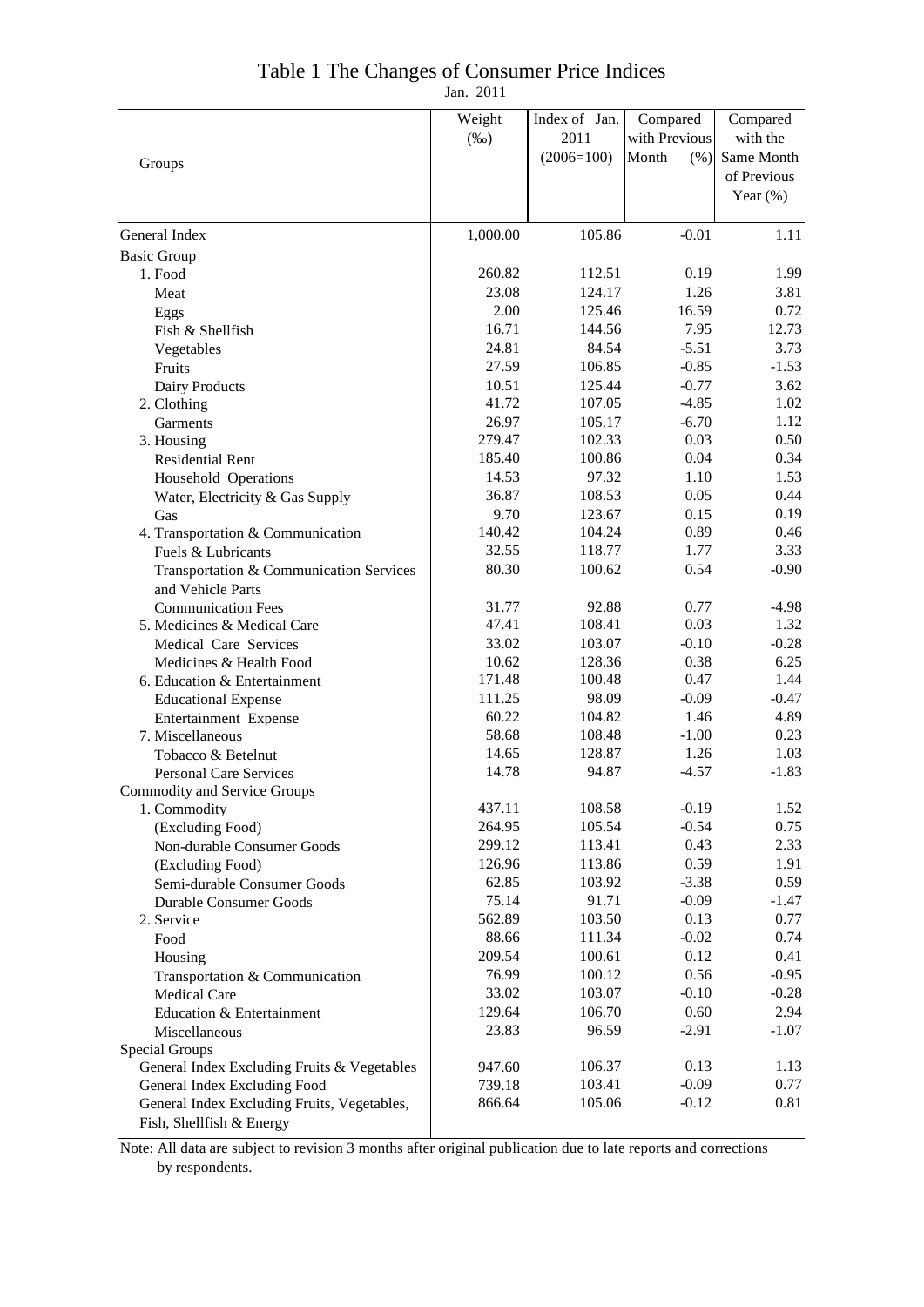# Table 1 The Changes of Consumer Price Indices

Jan. 2011

| Groups | Weight (‰) | Index of Jan. 2011 (2006=100) | Compared with Previous Month (%) | Compared with the Same Month of Previous Year (%) |
|---|---|---|---|---|
| General Index | 1,000.00 | 105.86 | -0.01 | 1.11 |
| Basic Group | | | | |
| 1. Food | 260.82 | 112.51 | 0.19 | 1.99 |
| Meat | 23.08 | 124.17 | 1.26 | 3.81 |
| Eggs | 2.00 | 125.46 | 16.59 | 0.72 |
| Fish & Shellfish | 16.71 | 144.56 | 7.95 | 12.73 |
| Vegetables | 24.81 | 84.54 | -5.51 | 3.73 |
| Fruits | 27.59 | 106.85 | -0.85 | -1.53 |
| Dairy Products | 10.51 | 125.44 | -0.77 | 3.62 |
| 2. Clothing | 41.72 | 107.05 | -4.85 | 1.02 |
| Garments | 26.97 | 105.17 | -6.70 | 1.12 |
| 3. Housing | 279.47 | 102.33 | 0.03 | 0.50 |
| Residential Rent | 185.40 | 100.86 | 0.04 | 0.34 |
| Household Operations | 14.53 | 97.32 | 1.10 | 1.53 |
| Water, Electricity & Gas Supply | 36.87 | 108.53 | 0.05 | 0.44 |
| Gas | 9.70 | 123.67 | 0.15 | 0.19 |
| 4. Transportation & Communication | 140.42 | 104.24 | 0.89 | 0.46 |
| Fuels & Lubricants | 32.55 | 118.77 | 1.77 | 3.33 |
| Transportation & Communication Services and Vehicle Parts | 80.30 | 100.62 | 0.54 | -0.90 |
| Communication Fees | 31.77 | 92.88 | 0.77 | -4.98 |
| 5. Medicines & Medical Care | 47.41 | 108.41 | 0.03 | 1.32 |
| Medical Care Services | 33.02 | 103.07 | -0.10 | -0.28 |
| Medicines & Health Food | 10.62 | 128.36 | 0.38 | 6.25 |
| 6. Education & Entertainment | 171.48 | 100.48 | 0.47 | 1.44 |
| Educational Expense | 111.25 | 98.09 | -0.09 | -0.47 |
| Entertainment Expense | 60.22 | 104.82 | 1.46 | 4.89 |
| 7. Miscellaneous | 58.68 | 108.48 | -1.00 | 0.23 |
| Tobacco & Betelnut | 14.65 | 128.87 | 1.26 | 1.03 |
| Personal Care Services | 14.78 | 94.87 | -4.57 | -1.83 |
| Commodity and Service Groups | | | | |
| 1. Commodity | 437.11 | 108.58 | -0.19 | 1.52 |
| (Excluding Food) | 264.95 | 105.54 | -0.54 | 0.75 |
| Non-durable Consumer Goods | 299.12 | 113.41 | 0.43 | 2.33 |
| (Excluding Food) | 126.96 | 113.86 | 0.59 | 1.91 |
| Semi-durable Consumer Goods | 62.85 | 103.92 | -3.38 | 0.59 |
| Durable Consumer Goods | 75.14 | 91.71 | -0.09 | -1.47 |
| 2. Service | 562.89 | 103.50 | 0.13 | 0.77 |
| Food | 88.66 | 111.34 | -0.02 | 0.74 |
| Housing | 209.54 | 100.61 | 0.12 | 0.41 |
| Transportation & Communication | 76.99 | 100.12 | 0.56 | -0.95 |
| Medical Care | 33.02 | 103.07 | -0.10 | -0.28 |
| Education & Entertainment | 129.64 | 106.70 | 0.60 | 2.94 |
| Miscellaneous | 23.83 | 96.59 | -2.91 | -1.07 |
| Special Groups | | | | |
| General Index Excluding Fruits & Vegetables | 947.60 | 106.37 | 0.13 | 1.13 |
| General Index Excluding Food | 739.18 | 103.41 | -0.09 | 0.77 |
| General Index Excluding Fruits, Vegetables, Fish, Shellfish & Energy | 866.64 | 105.06 | -0.12 | 0.81 |

Note: All data are subject to revision 3 months after original publication due to late reports and corrections by respondents.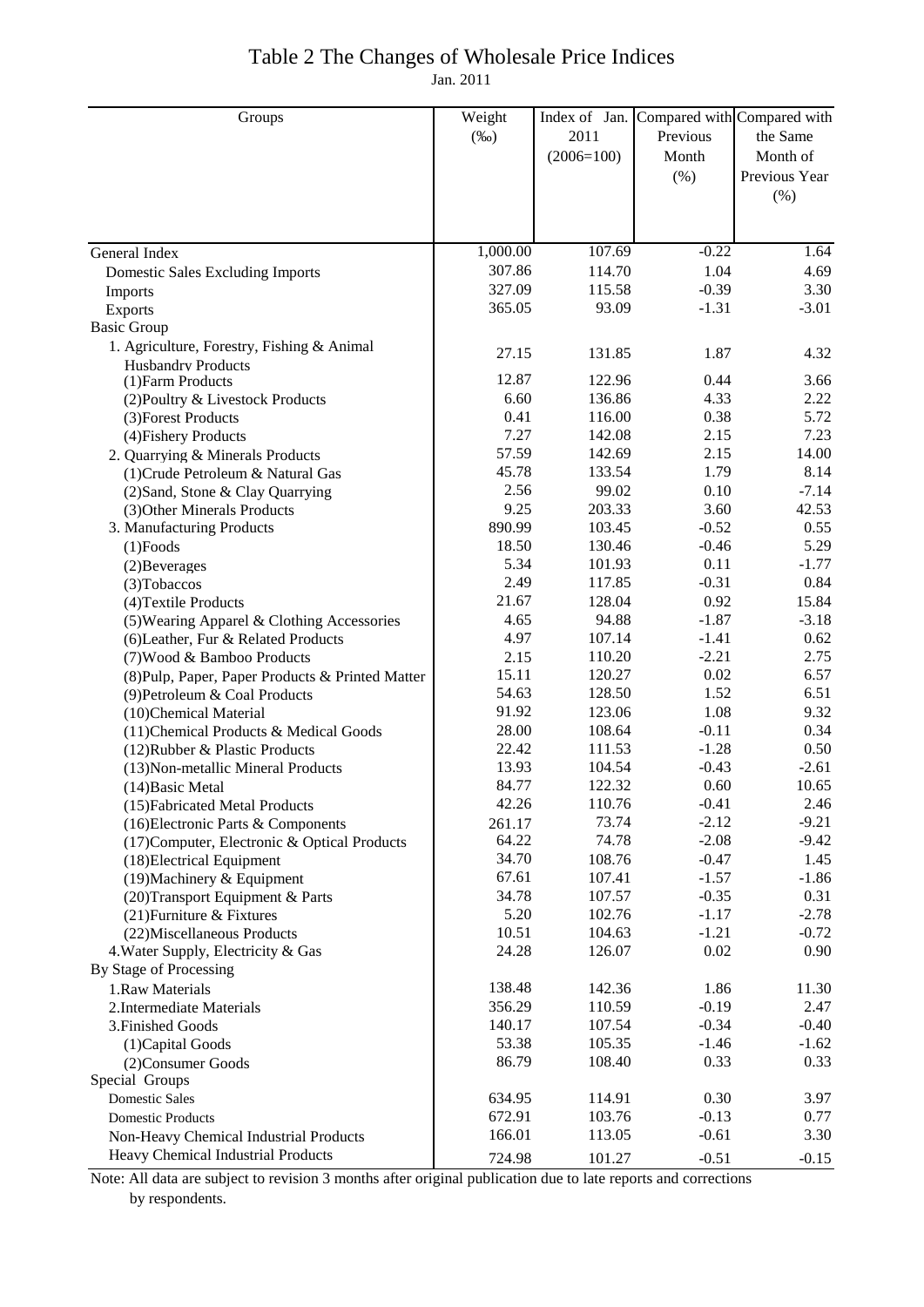# Table 2 The Changes of Wholesale Price Indices

Jan. 2011

| Groups | Weight (‰) | Index of Jan. 2011 (2006=100) | Compared with Previous Month (%) | Compared with the Same Month of Previous Year (%) |
|---|---|---|---|---|
| General Index | 1,000.00 | 107.69 | -0.22 | 1.64 |
| Domestic Sales Excluding Imports | 307.86 | 114.70 | 1.04 | 4.69 |
| Imports | 327.09 | 115.58 | -0.39 | 3.30 |
| Exports | 365.05 | 93.09 | -1.31 | -3.01 |
| Basic Group | | | | |
| 1. Agriculture, Forestry, Fishing & Animal Husbandry Products | 27.15 | 131.85 | 1.87 | 4.32 |
| (1)Farm Products | 12.87 | 122.96 | 0.44 | 3.66 |
| (2)Poultry & Livestock Products | 6.60 | 136.86 | 4.33 | 2.22 |
| (3)Forest Products | 0.41 | 116.00 | 0.38 | 5.72 |
| (4)Fishery Products | 7.27 | 142.08 | 2.15 | 7.23 |
| 2. Quarrying & Minerals Products | 57.59 | 142.69 | 2.15 | 14.00 |
| (1)Crude Petroleum & Natural Gas | 45.78 | 133.54 | 1.79 | 8.14 |
| (2)Sand, Stone & Clay Quarrying | 2.56 | 99.02 | 0.10 | -7.14 |
| (3)Other Minerals Products | 9.25 | 203.33 | 3.60 | 42.53 |
| 3. Manufacturing Products | 890.99 | 103.45 | -0.52 | 0.55 |
| (1)Foods | 18.50 | 130.46 | -0.46 | 5.29 |
| (2)Beverages | 5.34 | 101.93 | 0.11 | -1.77 |
| (3)Tobaccos | 2.49 | 117.85 | -0.31 | 0.84 |
| (4)Textile Products | 21.67 | 128.04 | 0.92 | 15.84 |
| (5)Wearing Apparel & Clothing Accessories | 4.65 | 94.88 | -1.87 | -3.18 |
| (6)Leather, Fur & Related Products | 4.97 | 107.14 | -1.41 | 0.62 |
| (7)Wood & Bamboo Products | 2.15 | 110.20 | -2.21 | 2.75 |
| (8)Pulp, Paper, Paper Products & Printed Matter | 15.11 | 120.27 | 0.02 | 6.57 |
| (9)Petroleum & Coal Products | 54.63 | 128.50 | 1.52 | 6.51 |
| (10)Chemical Material | 91.92 | 123.06 | 1.08 | 9.32 |
| (11)Chemical Products & Medical Goods | 28.00 | 108.64 | -0.11 | 0.34 |
| (12)Rubber & Plastic Products | 22.42 | 111.53 | -1.28 | 0.50 |
| (13)Non-metallic Mineral Products | 13.93 | 104.54 | -0.43 | -2.61 |
| (14)Basic Metal | 84.77 | 122.32 | 0.60 | 10.65 |
| (15)Fabricated Metal Products | 42.26 | 110.76 | -0.41 | 2.46 |
| (16)Electronic Parts & Components | 261.17 | 73.74 | -2.12 | -9.21 |
| (17)Computer, Electronic & Optical Products | 64.22 | 74.78 | -2.08 | -9.42 |
| (18)Electrical Equipment | 34.70 | 108.76 | -0.47 | 1.45 |
| (19)Machinery & Equipment | 67.61 | 107.41 | -1.57 | -1.86 |
| (20)Transport Equipment & Parts | 34.78 | 107.57 | -0.35 | 0.31 |
| (21)Furniture & Fixtures | 5.20 | 102.76 | -1.17 | -2.78 |
| (22)Miscellaneous Products | 10.51 | 104.63 | -1.21 | -0.72 |
| 4.Water Supply, Electricity & Gas | 24.28 | 126.07 | 0.02 | 0.90 |
| By Stage of Processing | | | | |
| 1.Raw Materials | 138.48 | 142.36 | 1.86 | 11.30 |
| 2.Intermediate Materials | 356.29 | 110.59 | -0.19 | 2.47 |
| 3.Finished Goods | 140.17 | 107.54 | -0.34 | -0.40 |
| (1)Capital Goods | 53.38 | 105.35 | -1.46 | -1.62 |
| (2)Consumer Goods | 86.79 | 108.40 | 0.33 | 0.33 |
| Special Groups | | | | |
| Domestic Sales | 634.95 | 114.91 | 0.30 | 3.97 |
| Domestic Products | 672.91 | 103.76 | -0.13 | 0.77 |
| Non-Heavy Chemical Industrial Products | 166.01 | 113.05 | -0.61 | 3.30 |
| Heavy Chemical Industrial Products | 724.98 | 101.27 | -0.51 | -0.15 |

Note: All data are subject to revision 3 months after original publication due to late reports and corrections by respondents.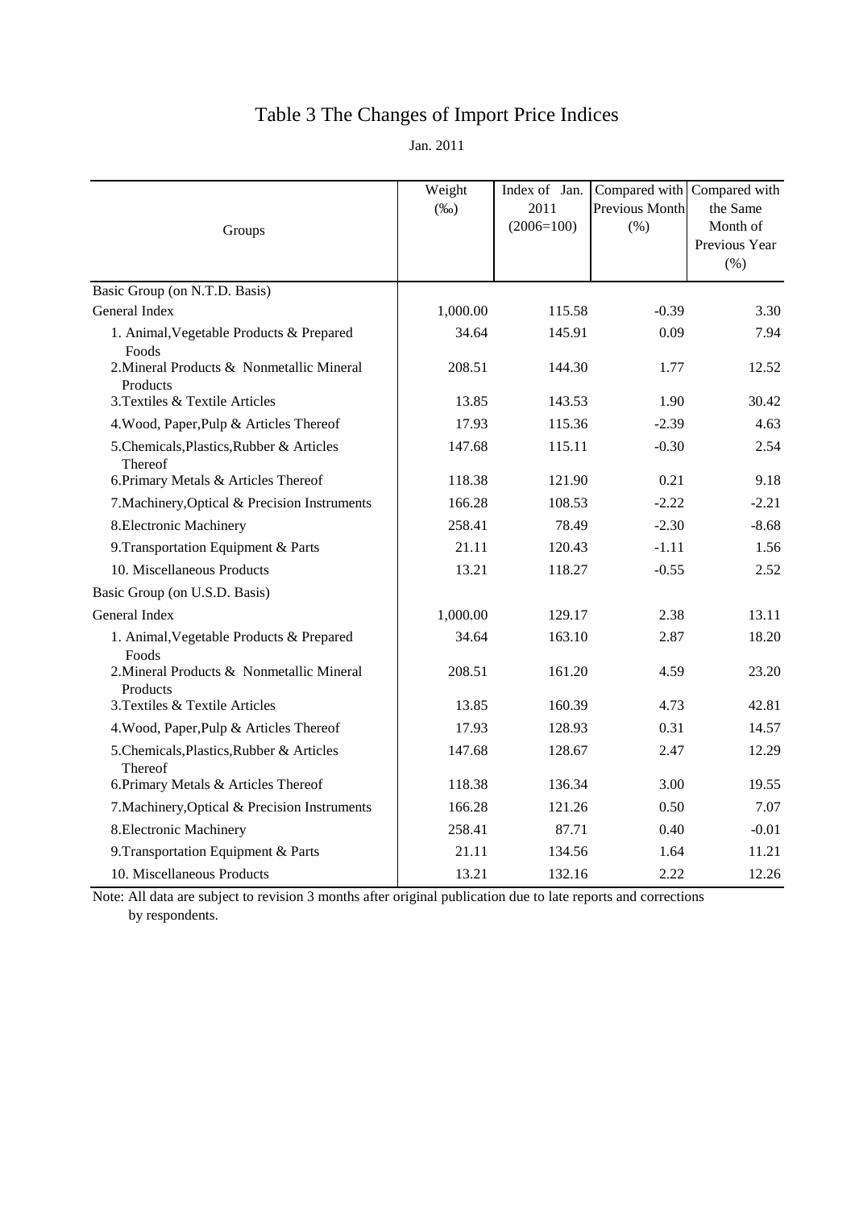# Table 3 The Changes of Import Price Indices

Jan. 2011

| Groups | Weight (‰) | Index of Jan. 2011 (2006=100) | Compared with Previous Month (%) | Compared with the Same Month of Previous Year (%) |
|---|---|---|---|---|
| Basic Group (on N.T.D. Basis) | | | | |
| General Index | 1,000.00 | 115.58 | -0.39 | 3.30 |
| 1. Animal,Vegetable Products & Prepared Foods | 34.64 | 145.91 | 0.09 | 7.94 |
| 2.Mineral Products & Nonmetallic Mineral Products | 208.51 | 144.30 | 1.77 | 12.52 |
| 3.Textiles & Textile Articles | 13.85 | 143.53 | 1.90 | 30.42 |
| 4.Wood, Paper,Pulp & Articles Thereof | 17.93 | 115.36 | -2.39 | 4.63 |
| 5.Chemicals,Plastics,Rubber & Articles Thereof | 147.68 | 115.11 | -0.30 | 2.54 |
| 6.Primary Metals & Articles Thereof | 118.38 | 121.90 | 0.21 | 9.18 |
| 7.Machinery,Optical & Precision Instruments | 166.28 | 108.53 | -2.22 | -2.21 |
| 8.Electronic Machinery | 258.41 | 78.49 | -2.30 | -8.68 |
| 9.Transportation Equipment & Parts | 21.11 | 120.43 | -1.11 | 1.56 |
| 10. Miscellaneous Products | 13.21 | 118.27 | -0.55 | 2.52 |
| Basic Group (on U.S.D. Basis) | | | | |
| General Index | 1,000.00 | 129.17 | 2.38 | 13.11 |
| 1. Animal,Vegetable Products & Prepared Foods | 34.64 | 163.10 | 2.87 | 18.20 |
| 2.Mineral Products & Nonmetallic Mineral Products | 208.51 | 161.20 | 4.59 | 23.20 |
| 3.Textiles & Textile Articles | 13.85 | 160.39 | 4.73 | 42.81 |
| 4.Wood, Paper,Pulp & Articles Thereof | 17.93 | 128.93 | 0.31 | 14.57 |
| 5.Chemicals,Plastics,Rubber & Articles Thereof | 147.68 | 128.67 | 2.47 | 12.29 |
| 6.Primary Metals & Articles Thereof | 118.38 | 136.34 | 3.00 | 19.55 |
| 7.Machinery,Optical & Precision Instruments | 166.28 | 121.26 | 0.50 | 7.07 |
| 8.Electronic Machinery | 258.41 | 87.71 | 0.40 | -0.01 |
| 9.Transportation Equipment & Parts | 21.11 | 134.56 | 1.64 | 11.21 |
| 10. Miscellaneous Products | 13.21 | 132.16 | 2.22 | 12.26 |

Note: All data are subject to revision 3 months after original publication due to late reports and corrections by respondents.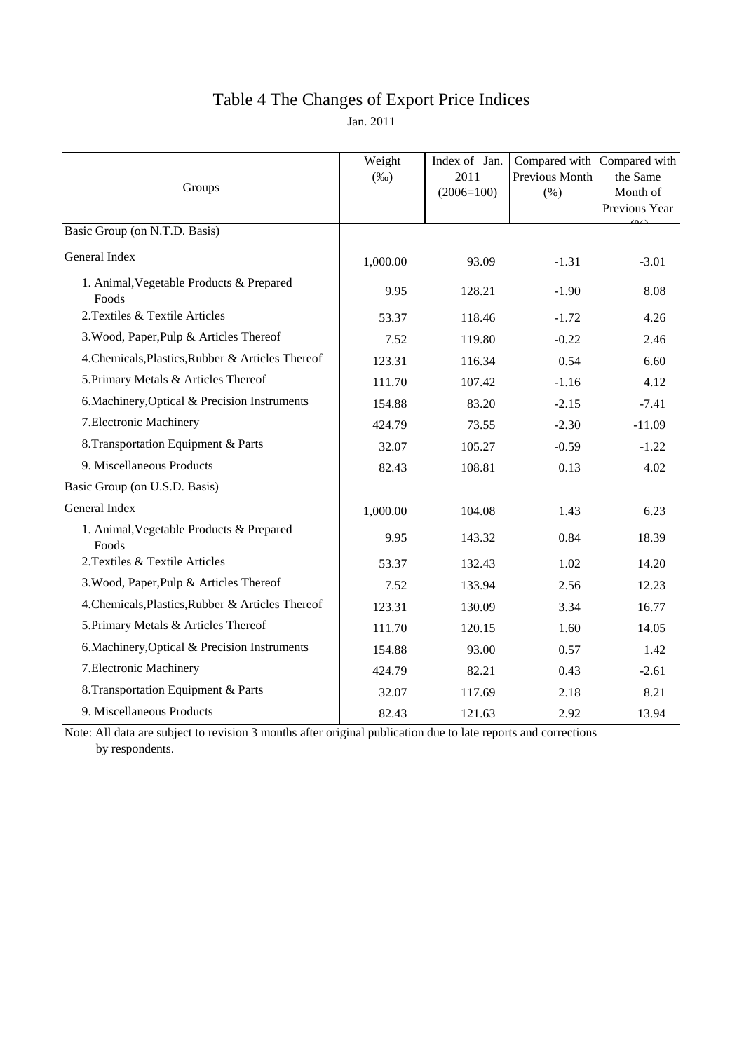# Table 4 The Changes of Export Price Indices

Jan. 2011

| Groups | Weight (‰) | Index of Jan. 2011 (2006=100) | Compared with Previous Month (%) | Compared with the Same Month of Previous Year (%) |
|---|---|---|---|---|
| Basic Group (on N.T.D. Basis) | | | | |
| General Index | 1,000.00 | 93.09 | -1.31 | -3.01 |
| 1. Animal,Vegetable Products & Prepared Foods | 9.95 | 128.21 | -1.90 | 8.08 |
| 2.Textiles & Textile Articles | 53.37 | 118.46 | -1.72 | 4.26 |
| 3.Wood, Paper,Pulp & Articles Thereof | 7.52 | 119.80 | -0.22 | 2.46 |
| 4.Chemicals,Plastics,Rubber & Articles Thereof | 123.31 | 116.34 | 0.54 | 6.60 |
| 5.Primary Metals & Articles Thereof | 111.70 | 107.42 | -1.16 | 4.12 |
| 6.Machinery,Optical & Precision Instruments | 154.88 | 83.20 | -2.15 | -7.41 |
| 7.Electronic Machinery | 424.79 | 73.55 | -2.30 | -11.09 |
| 8.Transportation Equipment & Parts | 32.07 | 105.27 | -0.59 | -1.22 |
| 9. Miscellaneous Products | 82.43 | 108.81 | 0.13 | 4.02 |
| Basic Group (on U.S.D. Basis) | | | | |
| General Index | 1,000.00 | 104.08 | 1.43 | 6.23 |
| 1. Animal,Vegetable Products & Prepared Foods | 9.95 | 143.32 | 0.84 | 18.39 |
| 2.Textiles & Textile Articles | 53.37 | 132.43 | 1.02 | 14.20 |
| 3.Wood, Paper,Pulp & Articles Thereof | 7.52 | 133.94 | 2.56 | 12.23 |
| 4.Chemicals,Plastics,Rubber & Articles Thereof | 123.31 | 130.09 | 3.34 | 16.77 |
| 5.Primary Metals & Articles Thereof | 111.70 | 120.15 | 1.60 | 14.05 |
| 6.Machinery,Optical & Precision Instruments | 154.88 | 93.00 | 0.57 | 1.42 |
| 7.Electronic Machinery | 424.79 | 82.21 | 0.43 | -2.61 |
| 8.Transportation Equipment & Parts | 32.07 | 117.69 | 2.18 | 8.21 |
| 9. Miscellaneous Products | 82.43 | 121.63 | 2.92 | 13.94 |

Note: All data are subject to revision 3 months after original publication due to late reports and corrections by respondents.